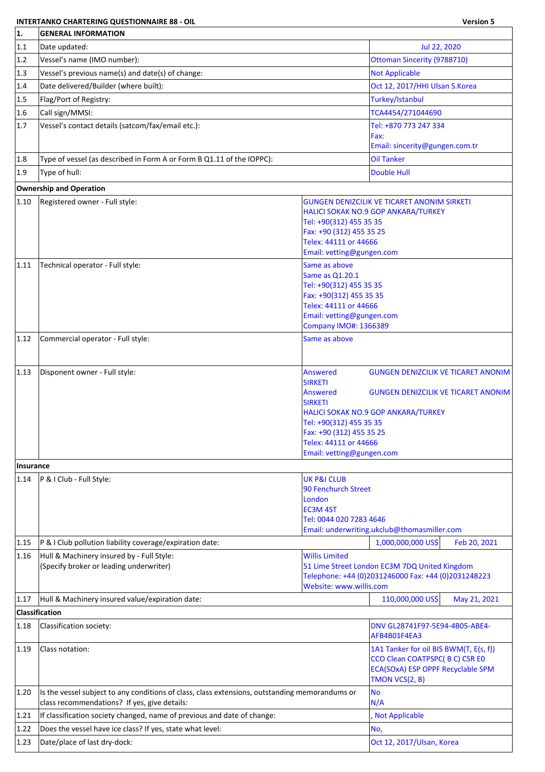**INTERTANKO CHARTERING QUESTIONNAIRE 88 - OIL** **Version 5**

| 1. | GENERAL INFORMATION | |
|---|---|---|
| 1.1 | Date updated: | Jul 22, 2020 |
| 1.2 | Vessel's name (IMO number): | Ottoman Sincerity (9788710) |
| 1.3 | Vessel's previous name(s) and date(s) of change: | Not Applicable |
| 1.4 | Date delivered/Builder (where built): | Oct 12, 2017/HHI Ulsan S.Korea |
| 1.5 | Flag/Port of Registry: | Turkey/Istanbul |
| 1.6 | Call sign/MMSI: | TCA4454/271044690 |
| 1.7 | Vessel's contact details (satcom/fax/email etc.): | Tel: +870 773 247 334<br>Fax:<br>Email: sincerity@gungen.com.tr |
| 1.8 | Type of vessel (as described in Form A or Form B Q1.11 of the IOPPC): | Oil Tanker |
| 1.9 | Type of hull: | Double Hull |
| **Ownership and Operation** | | |
| 1.10 | Registered owner - Full style: | GUNGEN DENIZCILIK VE TICARET ANONIM SIRKETI<br>HALICI SOKAK NO.9 GOP ANKARA/TURKEY<br>Tel: +90(312) 455 35 35<br>Fax: +90 (312) 455 35 25<br>Telex: 44111 or 44666<br>Email: vetting@gungen.com |
| 1.11 | Technical operator - Full style: | Same as above<br>Same as Q1.20.1<br>Tel: +90(312) 455 35 35<br>Fax: +90(312) 455 35 35<br>Telex: 44111 or 44666<br>Email: vetting@gungen.com<br>Company IMO#: 1366389 |
| 1.12 | Commercial operator - Full style: | Same as above |
| 1.13 | Disponent owner - Full style: | Answered GUNGEN DENIZCILIK VE TICARET ANONIM SIRKETI<br>Answered GUNGEN DENIZCILIK VE TICARET ANONIM SIRKETI<br>HALICI SOKAK NO.9 GOP ANKARA/TURKEY<br>Tel: +90(312) 455 35 35<br>Fax: +90 (312) 455 35 25<br>Telex: 44111 or 44666<br>Email: vetting@gungen.com |
| **Insurance** | | |
| 1.14 | P & I Club - Full Style: | UK P&I CLUB<br>90 Fenchurch Street<br>London<br>EC3M 4ST<br>Tel: 0044 020 7283 4646<br>Email: underwriting.ukclub@thomasmiller.com |
| 1.15 | P & I Club pollution liability coverage/expiration date: | 1,000,000,000 US$ Feb 20, 2021 |
| 1.16 | Hull & Machinery insured by - Full Style:<br>(Specify broker or leading underwriter) | Willis Limited<br>51 Lime Street London EC3M 7DQ United Kingdom<br>Telephone: +44 (0)2031246000 Fax: +44 (0)2031248223<br>Website: www.willis.com |
| 1.17 | Hull & Machinery insured value/expiration date: | 110,000,000 US$ May 21, 2021 |
| **Classification** | | |
| 1.18 | Classification society: | DNV GL28741F97-5E94-4B05-ABE4-AFB4B01F4EA3 |
| 1.19 | Class notation: | 1A1 Tanker for oil BIS BWM(T, E(s, f)) CCO Clean COATPSPC( B C) CSR E0 ECA(SOxA) ESP OPPF Recyclable SPM TMON VCS(2, B) |
| 1.20 | Is the vessel subject to any conditions of class, class extensions, outstanding memorandums or class recommendations? If yes, give details: | No<br>N/A |
| 1.21 | If classification society changed, name of previous and date of change: | , Not Applicable |
| 1.22 | Does the vessel have ice class? If yes, state what level: | No, |
| 1.23 | Date/place of last dry-dock: | Oct 12, 2017/Ulsan, Korea |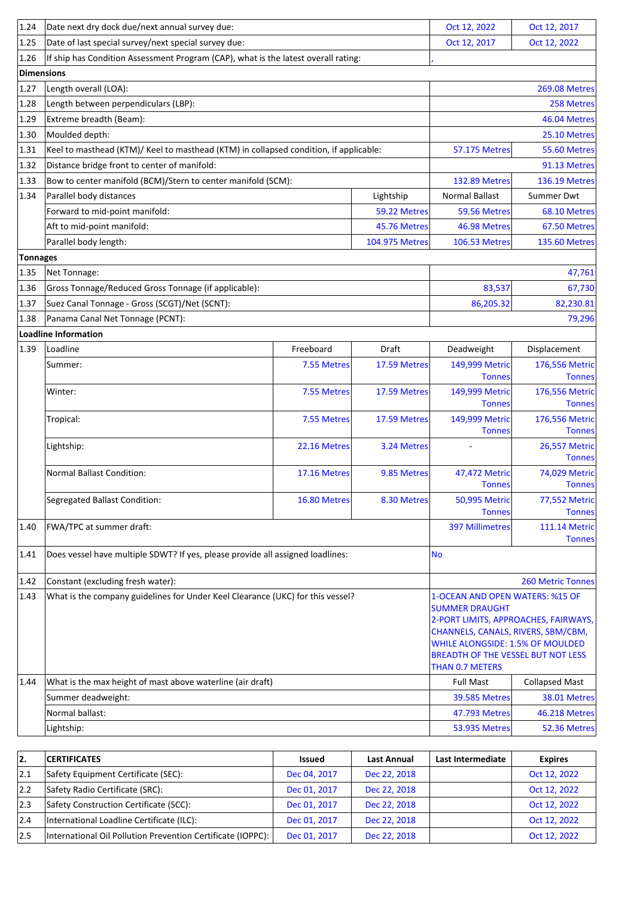| | | | | | |
|---|---|---|---|---|---|
| 1.24 | Date next dry dock due/next annual survey due: | | | Oct 12, 2022 | Oct 12, 2017 |
| 1.25 | Date of last special survey/next special survey due: | | | Oct 12, 2017 | Oct 12, 2022 |
| 1.26 | If ship has Condition Assessment Program (CAP), what is the latest overall rating: | | | , | |
| **Dimensions** | | | | | |
| 1.27 | Length overall (LOA): | | | | 269.08 Metres |
| 1.28 | Length between perpendiculars (LBP): | | | | 258 Metres |
| 1.29 | Extreme breadth (Beam): | | | | 46.04 Metres |
| 1.30 | Moulded depth: | | | | 25.10 Metres |
| 1.31 | Keel to masthead (KTM)/ Keel to masthead (KTM) in collapsed condition, if applicable: | | | 57.175 Metres | 55.60 Metres |
| 1.32 | Distance bridge front to center of manifold: | | | | 91.13 Metres |
| 1.33 | Bow to center manifold (BCM)/Stern to center manifold (SCM): | | | 132.89 Metres | 136.19 Metres |
| 1.34 | Parallel body distances | | Lightship | Normal Ballast | Summer Dwt |
| | Forward to mid-point manifold: | | 59.22 Metres | 59.56 Metres | 68.10 Metres |
| | Aft to mid-point manifold: | | 45.76 Metres | 46.98 Metres | 67.50 Metres |
| | Parallel body length: | | 104.975 Metres | 106.53 Metres | 135.60 Metres |
| **Tonnages** | | | | | |
| 1.35 | Net Tonnage: | | | | 47,761 |
| 1.36 | Gross Tonnage/Reduced Gross Tonnage (if applicable): | | | 83,537 | 67,730 |
| 1.37 | Suez Canal Tonnage - Gross (SCGT)/Net (SCNT): | | | 86,205.32 | 82,230.81 |
| 1.38 | Panama Canal Net Tonnage (PCNT): | | | | 79,296 |
| **Loadline Information** | | | | | |
| 1.39 | Loadline | Freeboard | Draft | Deadweight | Displacement |
| | Summer: | 7.55 Metres | 17.59 Metres | 149,999 Metric Tonnes | 176,556 Metric Tonnes |
| | Winter: | 7.55 Metres | 17.59 Metres | 149,999 Metric Tonnes | 176,556 Metric Tonnes |
| | Tropical: | 7.55 Metres | 17.59 Metres | 149,999 Metric Tonnes | 176,556 Metric Tonnes |
| | Lightship: | 22.16 Metres | 3.24 Metres | - | 26,557 Metric Tonnes |
| | Normal Ballast Condition: | 17.16 Metres | 9.85 Metres | 47,472 Metric Tonnes | 74,029 Metric Tonnes |
| | Segregated Ballast Condition: | 16.80 Metres | 8.30 Metres | 50,995 Metric Tonnes | 77,552 Metric Tonnes |
| 1.40 | FWA/TPC at summer draft: | | | 397 Millimetres | 111.14 Metric Tonnes |
| 1.41 | Does vessel have multiple SDWT? If yes, please provide all assigned loadlines: | | | No | |
| 1.42 | Constant (excluding fresh water): | | | | 260 Metric Tonnes |
| 1.43 | What is the company guidelines for Under Keel Clearance (UKC) for this vessel? | | | 1-OCEAN AND OPEN WATERS: %15 OF SUMMER DRAUGHT 2-PORT LIMITS, APPROACHES, FAIRWAYS, CHANNELS, CANALS, RIVERS, SBM/CBM, WHILE ALONGSIDE: 1.5% OF MOULDED BREADTH OF THE VESSEL BUT NOT LESS THAN 0.7 METERS | |
| 1.44 | What is the max height of mast above waterline (air draft) | | | Full Mast | Collapsed Mast |
| | Summer deadweight: | | | 39.585 Metres | 38.01 Metres |
| | Normal ballast: | | | 47.793 Metres | 46.218 Metres |
| | Lightship: | | | 53.935 Metres | 52.36 Metres |

| 2. | CERTIFICATES | Issued | Last Annual | Last Intermediate | Expires |
|---|---|---|---|---|---|
| 2.1 | Safety Equipment Certificate (SEC): | Dec 04, 2017 | Dec 22, 2018 | | Oct 12, 2022 |
| 2.2 | Safety Radio Certificate (SRC): | Dec 01, 2017 | Dec 22, 2018 | | Oct 12, 2022 |
| 2.3 | Safety Construction Certificate (SCC): | Dec 01, 2017 | Dec 22, 2018 | | Oct 12, 2022 |
| 2.4 | International Loadline Certificate (ILC): | Dec 01, 2017 | Dec 22, 2018 | | Oct 12, 2022 |
| 2.5 | International Oil Pollution Prevention Certificate (IOPPC): | Dec 01, 2017 | Dec 22, 2018 | | Oct 12, 2022 |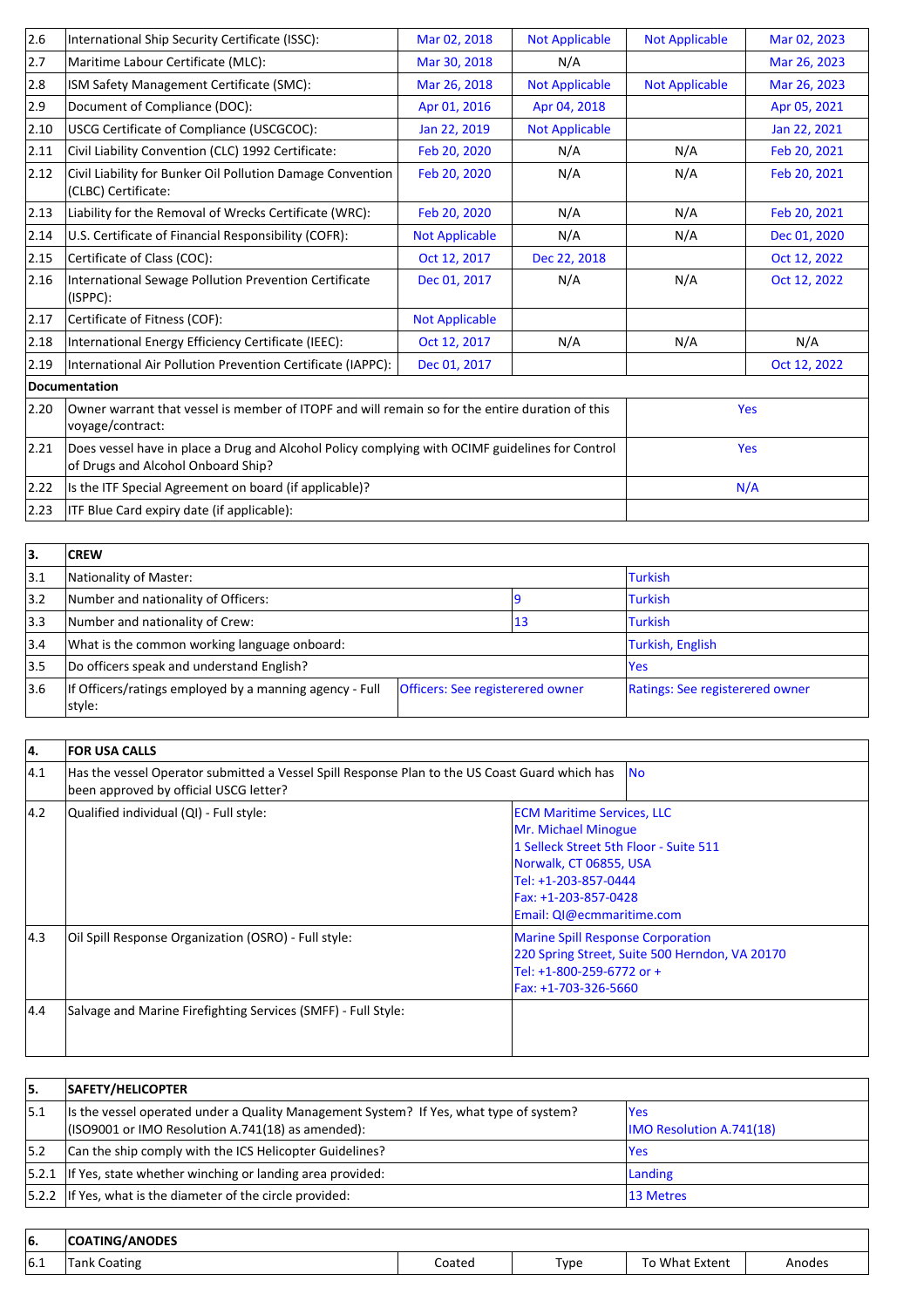| | | | | | |
|---|---|---|---|---|---|
| 2.6 | International Ship Security Certificate (ISSC): | Mar 02, 2018 | Not Applicable | Not Applicable | Mar 02, 2023 |
| 2.7 | Maritime Labour Certificate (MLC): | Mar 30, 2018 | N/A | | Mar 26, 2023 |
| 2.8 | ISM Safety Management Certificate (SMC): | Mar 26, 2018 | Not Applicable | Not Applicable | Mar 26, 2023 |
| 2.9 | Document of Compliance (DOC): | Apr 01, 2016 | Apr 04, 2018 | | Apr 05, 2021 |
| 2.10 | USCG Certificate of Compliance (USCGCOC): | Jan 22, 2019 | Not Applicable | | Jan 22, 2021 |
| 2.11 | Civil Liability Convention (CLC) 1992 Certificate: | Feb 20, 2020 | N/A | N/A | Feb 20, 2021 |
| 2.12 | Civil Liability for Bunker Oil Pollution Damage Convention (CLBC) Certificate: | Feb 20, 2020 | N/A | N/A | Feb 20, 2021 |
| 2.13 | Liability for the Removal of Wrecks Certificate (WRC): | Feb 20, 2020 | N/A | N/A | Feb 20, 2021 |
| 2.14 | U.S. Certificate of Financial Responsibility (COFR): | Not Applicable | N/A | N/A | Dec 01, 2020 |
| 2.15 | Certificate of Class (COC): | Oct 12, 2017 | Dec 22, 2018 | | Oct 12, 2022 |
| 2.16 | International Sewage Pollution Prevention Certificate (ISPPC): | Dec 01, 2017 | N/A | N/A | Oct 12, 2022 |
| 2.17 | Certificate of Fitness (COF): | Not Applicable | | | |
| 2.18 | International Energy Efficiency Certificate (IEEC): | Oct 12, 2017 | N/A | N/A | N/A |
| 2.19 | International Air Pollution Prevention Certificate (IAPPC): | Dec 01, 2017 | | | Oct 12, 2022 |

| | **Documentation** | |
|---|---|---|
| 2.20 | Owner warrant that vessel is member of ITOPF and will remain so for the entire duration of this voyage/contract: | Yes |
| 2.21 | Does vessel have in place a Drug and Alcohol Policy complying with OCIMF guidelines for Control of Drugs and Alcohol Onboard Ship? | Yes |
| 2.22 | Is the ITF Special Agreement on board (if applicable)? | N/A |
| 2.23 | ITF Blue Card expiry date (if applicable): | |

| **3.** | **CREW** | | |
|---|---|---|---|
| 3.1 | Nationality of Master: | | Turkish |
| 3.2 | Number and nationality of Officers: | 9 | Turkish |
| 3.3 | Number and nationality of Crew: | 13 | Turkish |
| 3.4 | What is the common working language onboard: | | Turkish, English |
| 3.5 | Do officers speak and understand English? | | Yes |
| 3.6 | If Officers/ratings employed by a manning agency - Full style: | Officers: See registered owner | Ratings: See registerered owner |

| **4.** | **FOR USA CALLS** | |
|---|---|---|
| 4.1 | Has the vessel Operator submitted a Vessel Spill Response Plan to the US Coast Guard which has been approved by official USCG letter? | No |
| 4.2 | Qualified individual (QI) - Full style: | ECM Maritime Services, LLC<br>Mr. Michael Minogue<br>1 Selleck Street 5th Floor - Suite 511<br>Norwalk, CT 06855, USA<br>Tel: +1-203-857-0444<br>Fax: +1-203-857-0428<br>Email: QI@ecmmaritime.com |
| 4.3 | Oil Spill Response Organization (OSRO) - Full style: | Marine Spill Response Corporation<br>220 Spring Street, Suite 500 Herndon, VA 20170<br>Tel: +1-800-259-6772 or +<br>Fax: +1-703-326-5660 |
| 4.4 | Salvage and Marine Firefighting Services (SMFF) - Full Style: | |

| **5.** | **SAFETY/HELICOPTER** | |
|---|---|---|
| 5.1 | Is the vessel operated under a Quality Management System? If Yes, what type of system? (ISO9001 or IMO Resolution A.741(18) as amended): | Yes<br>IMO Resolution A.741(18) |
| 5.2 | Can the ship comply with the ICS Helicopter Guidelines? | Yes |
| 5.2.1 | If Yes, state whether winching or landing area provided: | Landing |
| 5.2.2 | If Yes, what is the diameter of the circle provided: | 13 Metres |

| **6.** | **COATING/ANODES** | | | | |
|---|---|---|---|---|---|
| 6.1 | Tank Coating | Coated | Type | To What Extent | Anodes |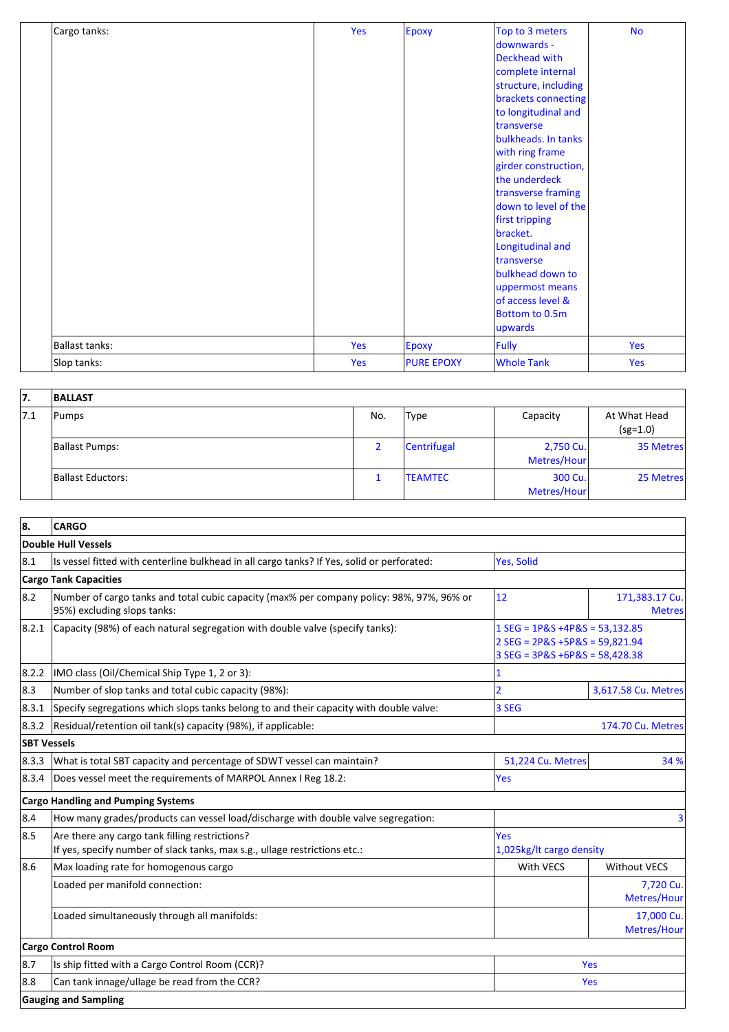|  | Cargo tanks: | Yes | Epoxy | Top to 3 meters downwards - Deckhead with complete internal structure, including brackets connecting to longitudinal and transverse bulkheads. In tanks with ring frame girder construction, the underdeck transverse framing down to level of the first tripping bracket. Longitudinal and transverse bulkhead down to uppermost means of access level & Bottom to 0.5m upwards | No |
|---|---|---|---|---|---|
|  | Ballast tanks: | Yes | Epoxy | Fully | Yes |
|  | Slop tanks: | Yes | PURE EPOXY | Whole Tank | Yes |

| 7. | BALLAST | | | | |
|---|---|---|---|---|---|
| 7.1 | Pumps | No. | Type | Capacity | At What Head (sg=1.0) |
|  | Ballast Pumps: | 2 | Centrifugal | 2,750 Cu. Metres/Hour | 35 Metres |
|  | Ballast Eductors: | 1 | TEAMTEC | 300 Cu. Metres/Hour | 25 Metres |

| 8. | CARGO | | |
|---|---|---|---|
| **Double Hull Vessels** | | | |
| 8.1 | Is vessel fitted with centerline bulkhead in all cargo tanks? If Yes, solid or perforated: | Yes, Solid | |
| **Cargo Tank Capacities** | | | |
| 8.2 | Number of cargo tanks and total cubic capacity (max% per company policy: 98%, 97%, 96% or 95%) excluding slops tanks: | 12 | 171,383.17 Cu. Metres |
| 8.2.1 | Capacity (98%) of each natural segregation with double valve (specify tanks): | 1 SEG = 1P&S +4P&S = 53,132.85<br>2 SEG = 2P&S +5P&S = 59,821.94<br>3 SEG = 3P&S +6P&S = 58,428.38 | |
| 8.2.2 | IMO class (Oil/Chemical Ship Type 1, 2 or 3): | 1 | |
| 8.3 | Number of slop tanks and total cubic capacity (98%): | 2 | 3,617.58 Cu. Metres |
| 8.3.1 | Specify segregations which slops tanks belong to and their capacity with double valve: | 3 SEG | |
| 8.3.2 | Residual/retention oil tank(s) capacity (98%), if applicable: | | 174.70 Cu. Metres |
| **SBT Vessels** | | | |
| 8.3.3 | What is total SBT capacity and percentage of SDWT vessel can maintain? | 51,224 Cu. Metres | 34 % |
| 8.3.4 | Does vessel meet the requirements of MARPOL Annex I Reg 18.2: | Yes | |
| **Cargo Handling and Pumping Systems** | | | |
| 8.4 | How many grades/products can vessel load/discharge with double valve segregation: | | 3 |
| 8.5 | Are there any cargo tank filling restrictions?<br>If yes, specify number of slack tanks, max s.g., ullage restrictions etc.: | Yes<br>1,025kg/lt cargo density | |
| 8.6 | Max loading rate for homogenous cargo | With VECS | Without VECS |
|  | Loaded per manifold connection: | | 7,720 Cu. Metres/Hour |
|  | Loaded simultaneously through all manifolds: | | 17,000 Cu. Metres/Hour |
| **Cargo Control Room** | | | |
| 8.7 | Is ship fitted with a Cargo Control Room (CCR)? | Yes | |
| 8.8 | Can tank innage/ullage be read from the CCR? | Yes | |
| **Gauging and Sampling** | | | |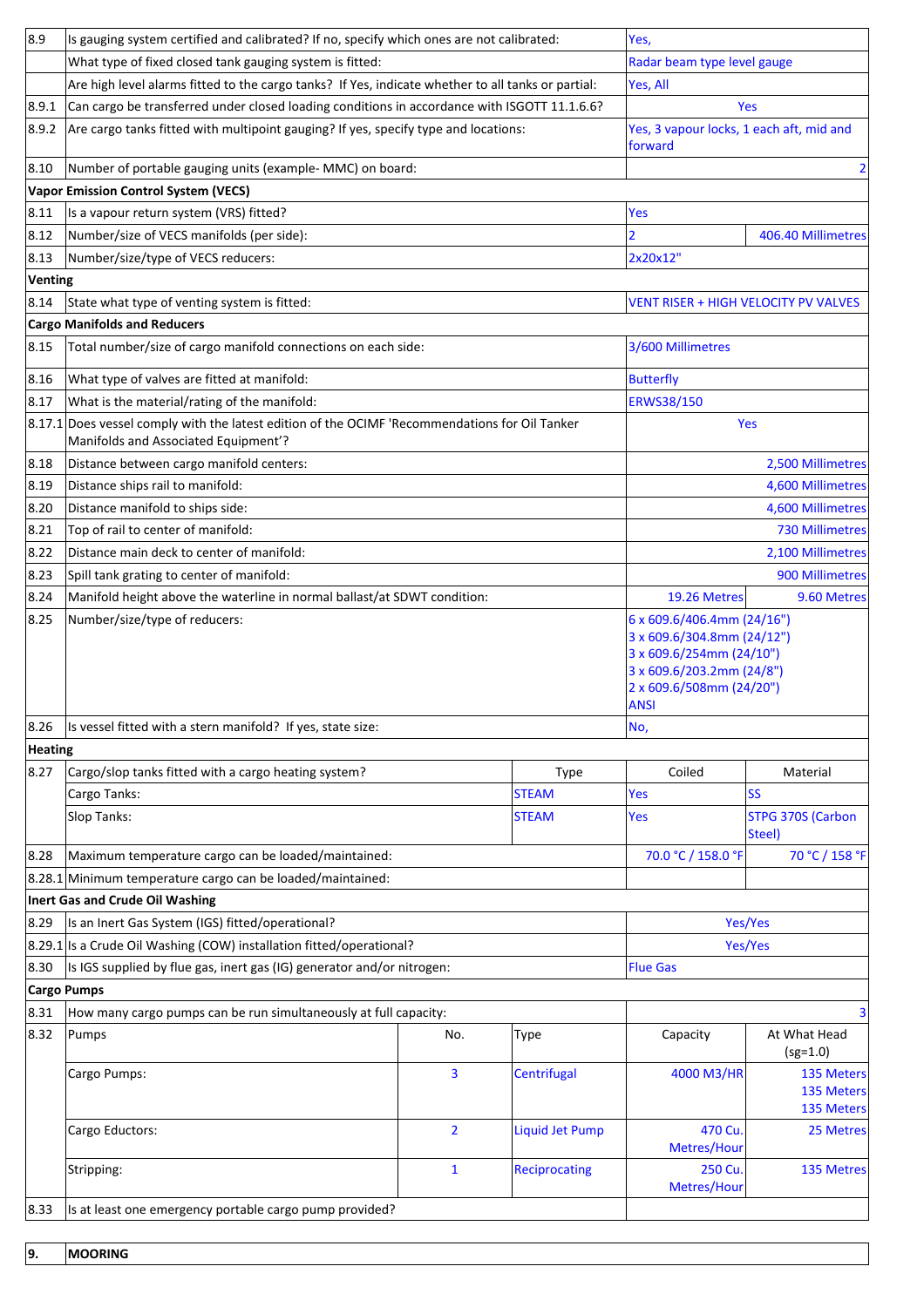| | | | | | |
|---|---|---|---|---|---|
| 8.9 | Is gauging system certified and calibrated? If no, specify which ones are not calibrated: | | | Yes, | |
| | What type of fixed closed tank gauging system is fitted: | | | Radar beam type level gauge | |
| | Are high level alarms fitted to the cargo tanks? If Yes, indicate whether to all tanks or partial: | | | Yes, All | |
| 8.9.1 | Can cargo be transferred under closed loading conditions in accordance with ISGOTT 11.1.6.6? | | | Yes | |
| 8.9.2 | Are cargo tanks fitted with multipoint gauging? If yes, specify type and locations: | | | Yes, 3 vapour locks, 1 each aft, mid and forward | |
| 8.10 | Number of portable gauging units (example- MMC) on board: | | | | 2 |
| **Vapor Emission Control System (VECS)** | | | | | |
| 8.11 | Is a vapour return system (VRS) fitted? | | | Yes | |
| 8.12 | Number/size of VECS manifolds (per side): | | | 2 | 406.40 Millimetres |
| 8.13 | Number/size/type of VECS reducers: | | | 2x20x12" | |
| **Venting** | | | | | |
| 8.14 | State what type of venting system is fitted: | | | VENT RISER + HIGH VELOCITY PV VALVES | |
| **Cargo Manifolds and Reducers** | | | | | |
| 8.15 | Total number/size of cargo manifold connections on each side: | | | 3/600 Millimetres | |
| 8.16 | What type of valves are fitted at manifold: | | | Butterfly | |
| 8.17 | What is the material/rating of the manifold: | | | ERWS38/150 | |
| 8.17.1 | Does vessel comply with the latest edition of the OCIMF 'Recommendations for Oil Tanker Manifolds and Associated Equipment'? | | | Yes | |
| 8.18 | Distance between cargo manifold centers: | | | | 2,500 Millimetres |
| 8.19 | Distance ships rail to manifold: | | | | 4,600 Millimetres |
| 8.20 | Distance manifold to ships side: | | | | 4,600 Millimetres |
| 8.21 | Top of rail to center of manifold: | | | | 730 Millimetres |
| 8.22 | Distance main deck to center of manifold: | | | | 2,100 Millimetres |
| 8.23 | Spill tank grating to center of manifold: | | | | 900 Millimetres |
| 8.24 | Manifold height above the waterline in normal ballast/at SDWT condition: | | | 19.26 Metres | 9.60 Metres |
| 8.25 | Number/size/type of reducers: | | | 6 x 609.6/406.4mm (24/16")<br>3 x 609.6/304.8mm (24/12")<br>3 x 609.6/254mm (24/10")<br>3 x 609.6/203.2mm (24/8")<br>2 x 609.6/508mm (24/20")<br>ANSI | |
| 8.26 | Is vessel fitted with a stern manifold? If yes, state size: | | | No, | |
| **Heating** | | | | | |
| 8.27 | Cargo/slop tanks fitted with a cargo heating system? | | Type | Coiled | Material |
| | Cargo Tanks: | | STEAM | Yes | SS |
| | Slop Tanks: | | STEAM | Yes | STPG 370S (Carbon Steel) |
| 8.28 | Maximum temperature cargo can be loaded/maintained: | | | 70.0 °C / 158.0 °F | 70 °C / 158 °F |
| 8.28.1 | Minimum temperature cargo can be loaded/maintained: | | | | |
| **Inert Gas and Crude Oil Washing** | | | | | |
| 8.29 | Is an Inert Gas System (IGS) fitted/operational? | | | Yes/Yes | |
| 8.29.1 | Is a Crude Oil Washing (COW) installation fitted/operational? | | | Yes/Yes | |
| 8.30 | Is IGS supplied by flue gas, inert gas (IG) generator and/or nitrogen: | | | Flue Gas | |
| **Cargo Pumps** | | | | | |
| 8.31 | How many cargo pumps can be run simultaneously at full capacity: | | | | 3 |
| 8.32 | Pumps | No. | Type | Capacity | At What Head (sg=1.0) |
| | Cargo Pumps: | 3 | Centrifugal | 4000 M3/HR | 135 Meters<br>135 Meters<br>135 Meters |
| | Cargo Eductors: | 2 | Liquid Jet Pump | 470 Cu. Metres/Hour | 25 Metres |
| | Stripping: | 1 | Reciprocating | 250 Cu. Metres/Hour | 135 Metres |
| 8.33 | Is at least one emergency portable cargo pump provided? | | | | |

| | |
|---|---|
| **9.** | **MOORING** |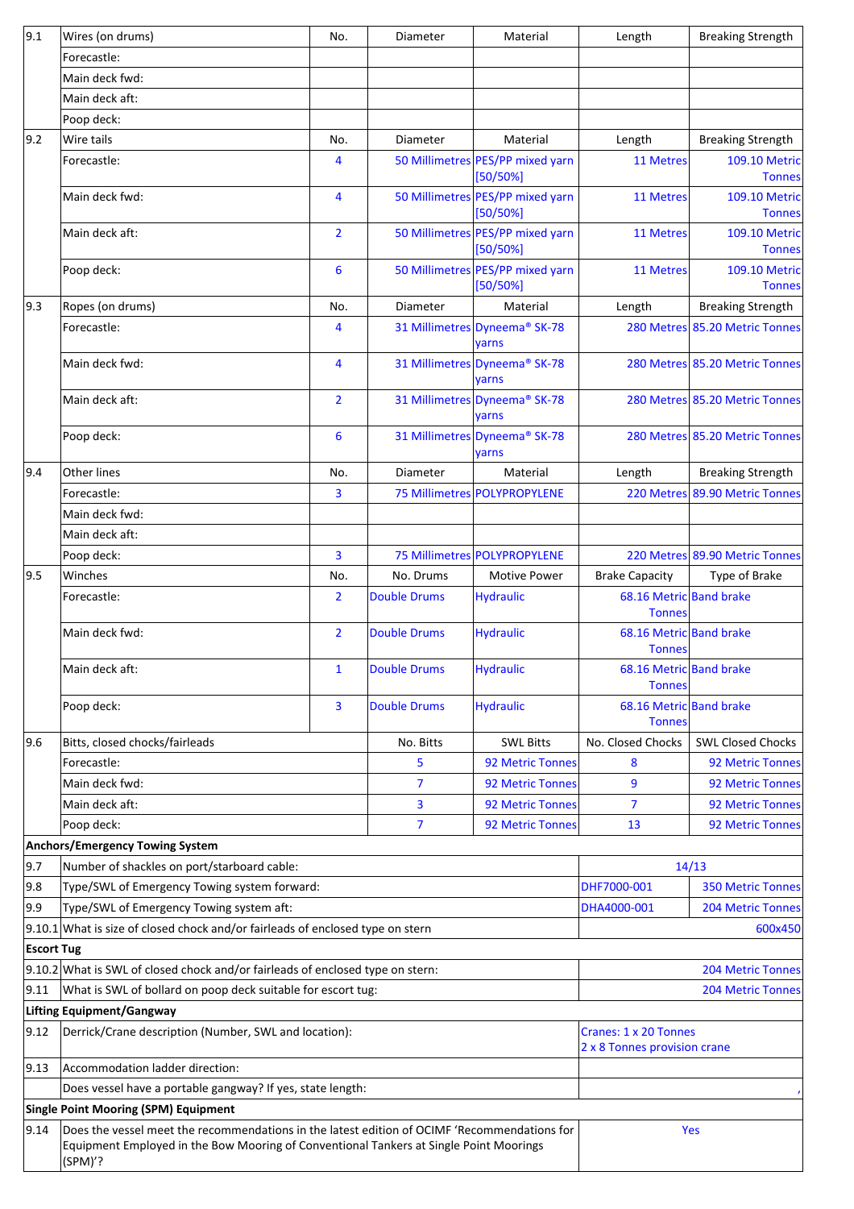| 9.1 | Wires (on drums) | No. | Diameter | Material | Length | Breaking Strength |
|---|---|---|---|---|---|---|
| | Forecastle: | | | | | |
| | Main deck fwd: | | | | | |
| | Main deck aft: | | | | | |
| | Poop deck: | | | | | |
| 9.2 | Wire tails | No. | Diameter | Material | Length | Breaking Strength |
| | Forecastle: | 4 | 50 Millimetres | PES/PP mixed yarn [50/50%] | 11 Metres | 109.10 Metric Tonnes |
| | Main deck fwd: | 4 | 50 Millimetres | PES/PP mixed yarn [50/50%] | 11 Metres | 109.10 Metric Tonnes |
| | Main deck aft: | 2 | 50 Millimetres | PES/PP mixed yarn [50/50%] | 11 Metres | 109.10 Metric Tonnes |
| | Poop deck: | 6 | 50 Millimetres | PES/PP mixed yarn [50/50%] | 11 Metres | 109.10 Metric Tonnes |
| 9.3 | Ropes (on drums) | No. | Diameter | Material | Length | Breaking Strength |
| | Forecastle: | 4 | 31 Millimetres | Dyneema® SK-78 yarns | 280 Metres | 85.20 Metric Tonnes |
| | Main deck fwd: | 4 | 31 Millimetres | Dyneema® SK-78 yarns | 280 Metres | 85.20 Metric Tonnes |
| | Main deck aft: | 2 | 31 Millimetres | Dyneema® SK-78 yarns | 280 Metres | 85.20 Metric Tonnes |
| | Poop deck: | 6 | 31 Millimetres | Dyneema® SK-78 yarns | 280 Metres | 85.20 Metric Tonnes |
| 9.4 | Other lines | No. | Diameter | Material | Length | Breaking Strength |
| | Forecastle: | 3 | 75 Millimetres | POLYPROPYLENE | 220 Metres | 89.90 Metric Tonnes |
| | Main deck fwd: | | | | | |
| | Main deck aft: | | | | | |
| | Poop deck: | 3 | 75 Millimetres | POLYPROPYLENE | 220 Metres | 89.90 Metric Tonnes |
| 9.5 | Winches | No. | No. Drums | Motive Power | Brake Capacity | Type of Brake |
| | Forecastle: | 2 | Double Drums | Hydraulic | 68.16 Metric Tonnes | Band brake |
| | Main deck fwd: | 2 | Double Drums | Hydraulic | 68.16 Metric Tonnes | Band brake |
| | Main deck aft: | 1 | Double Drums | Hydraulic | 68.16 Metric Tonnes | Band brake |
| | Poop deck: | 3 | Double Drums | Hydraulic | 68.16 Metric Tonnes | Band brake |
| 9.6 | Bitts, closed chocks/fairleads | | No. Bitts | SWL Bitts | No. Closed Chocks | SWL Closed Chocks |
| | Forecastle: | | 5 | 92 Metric Tonnes | 8 | 92 Metric Tonnes |
| | Main deck fwd: | | 7 | 92 Metric Tonnes | 9 | 92 Metric Tonnes |
| | Main deck aft: | | 3 | 92 Metric Tonnes | 7 | 92 Metric Tonnes |
| | Poop deck: | | 7 | 92 Metric Tonnes | 13 | 92 Metric Tonnes |
| **Anchors/Emergency Towing System** | | | | | | |
| 9.7 | Number of shackles on port/starboard cable: | | | | 14/13 | |
| 9.8 | Type/SWL of Emergency Towing system forward: | | | | DHF7000-001 | 350 Metric Tonnes |
| 9.9 | Type/SWL of Emergency Towing system aft: | | | | DHA4000-001 | 204 Metric Tonnes |
| 9.10.1 | What is size of closed chock and/or fairleads of enclosed type on stern | | | | 600x450 | |
| **Escort Tug** | | | | | | |
| 9.10.2 | What is SWL of closed chock and/or fairleads of enclosed type on stern: | | | | 204 Metric Tonnes | |
| 9.11 | What is SWL of bollard on poop deck suitable for escort tug: | | | | 204 Metric Tonnes | |
| **Lifting Equipment/Gangway** | | | | | | |
| 9.12 | Derrick/Crane description (Number, SWL and location): | | | | Cranes: 1 x 20 Tonnes 2 x 8 Tonnes provision crane | |
| 9.13 | Accommodation ladder direction: | | | | | |
| | Does vessel have a portable gangway? If yes, state length: | | | | , | |
| **Single Point Mooring (SPM) Equipment** | | | | | | |
| 9.14 | Does the vessel meet the recommendations in the latest edition of OCIMF 'Recommendations for Equipment Employed in the Bow Mooring of Conventional Tankers at Single Point Moorings (SPM)'? | | | | Yes | |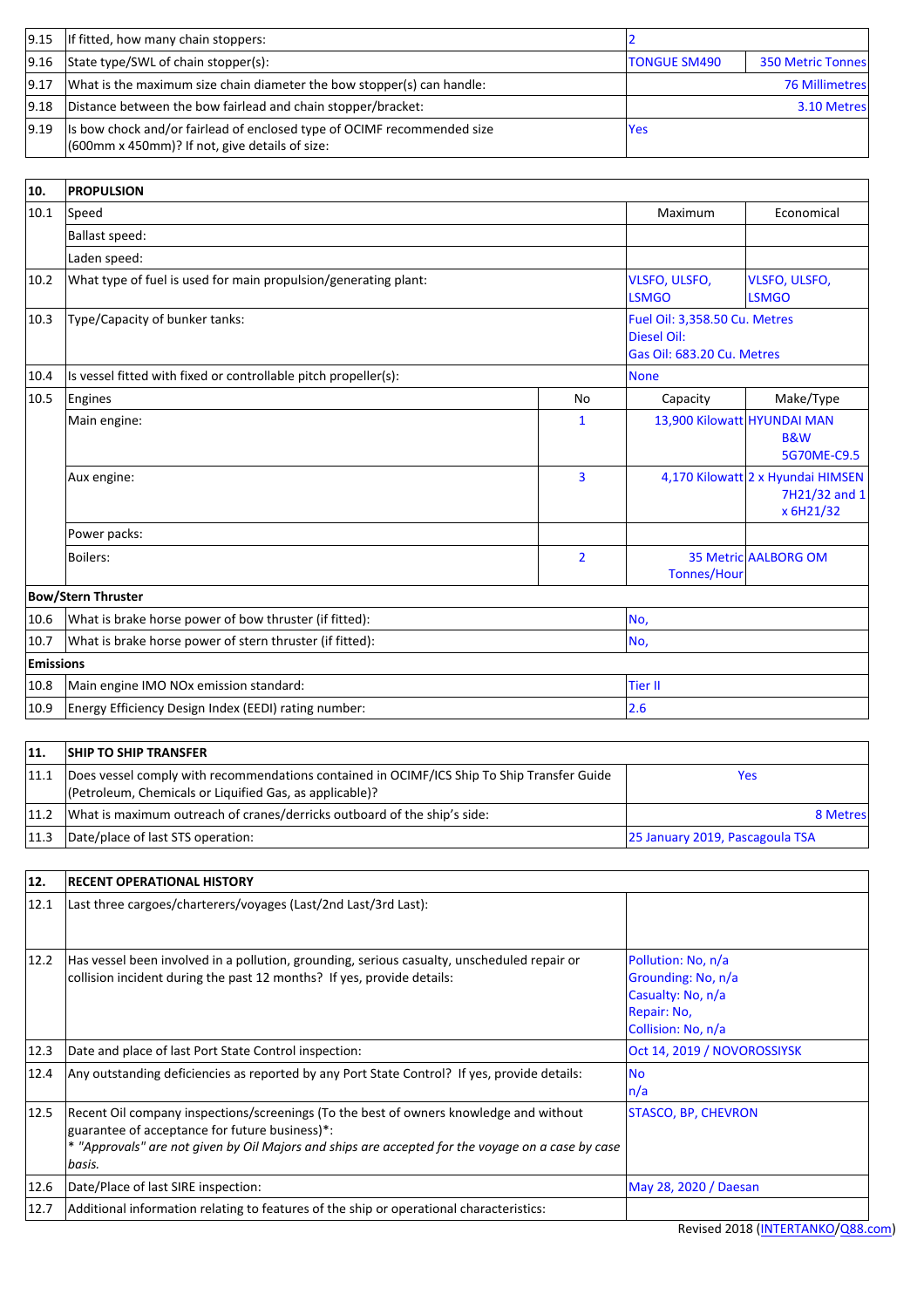| | | | |
|---|---|---|---|
| 9.15 | If fitted, how many chain stoppers: | 2 | |
| 9.16 | State type/SWL of chain stopper(s): | TONGUE SM490 | 350 Metric Tonnes |
| 9.17 | What is the maximum size chain diameter the bow stopper(s) can handle: | | 76 Millimetres |
| 9.18 | Distance between the bow fairlead and chain stopper/bracket: | | 3.10 Metres |
| 9.19 | Is bow chock and/or fairlead of enclosed type of OCIMF recommended size (600mm x 450mm)? If not, give details of size: | Yes | |

| 10. | PROPULSION | | | |
|---|---|---|---|---|
| 10.1 | Speed | | Maximum | Economical |
| | Ballast speed: | | | |
| | Laden speed: | | | |
| 10.2 | What type of fuel is used for main propulsion/generating plant: | | VLSFO, ULSFO, LSMGO | VLSFO, ULSFO, LSMGO |
| 10.3 | Type/Capacity of bunker tanks: | | Fuel Oil: 3,358.50 Cu. Metres<br>Diesel Oil:<br>Gas Oil: 683.20 Cu. Metres | |
| 10.4 | Is vessel fitted with fixed or controllable pitch propeller(s): | | None | |
| 10.5 | Engines | No | Capacity | Make/Type |
| | Main engine: | 1 | 13,900 Kilowatt | HYUNDAI MAN B&W 5G70ME-C9.5 |
| | Aux engine: | 3 | 4,170 Kilowatt | 2 x Hyundai HIMSEN 7H21/32 and 1 x 6H21/32 |
| | Power packs: | | | |
| | Boilers: | 2 | 35 Metric Tonnes/Hour | AALBORG OM |
| **Bow/Stern Thruster** | | | | |
| 10.6 | What is brake horse power of bow thruster (if fitted): | | No, | |
| 10.7 | What is brake horse power of stern thruster (if fitted): | | No, | |
| **Emissions** | | | | |
| 10.8 | Main engine IMO NOx emission standard: | | Tier II | |
| 10.9 | Energy Efficiency Design Index (EEDI) rating number: | | 2.6 | |

| 11. | SHIP TO SHIP TRANSFER | |
|---|---|---|
| 11.1 | Does vessel comply with recommendations contained in OCIMF/ICS Ship To Ship Transfer Guide (Petroleum, Chemicals or Liquified Gas, as applicable)? | Yes |
| 11.2 | What is maximum outreach of cranes/derricks outboard of the ship's side: | 8 Metres |
| 11.3 | Date/place of last STS operation: | 25 January 2019, Pascagoula TSA |

| 12. | RECENT OPERATIONAL HISTORY | |
|---|---|---|
| 12.1 | Last three cargoes/charterers/voyages (Last/2nd Last/3rd Last): | |
| 12.2 | Has vessel been involved in a pollution, grounding, serious casualty, unscheduled repair or collision incident during the past 12 months? If yes, provide details: | Pollution: No, n/a<br>Grounding: No, n/a<br>Casualty: No, n/a<br>Repair: No,<br>Collision: No, n/a |
| 12.3 | Date and place of last Port State Control inspection: | Oct 14, 2019 / NOVOROSSIYSK |
| 12.4 | Any outstanding deficiencies as reported by any Port State Control? If yes, provide details: | No<br>n/a |
| 12.5 | Recent Oil company inspections/screenings (To the best of owners knowledge and without guarantee of acceptance for future business)*:<br>* *"Approvals" are not given by Oil Majors and ships are accepted for the voyage on a case by case basis.* | STASCO, BP, CHEVRON |
| 12.6 | Date/Place of last SIRE inspection: | May 28, 2020 / Daesan |
| 12.7 | Additional information relating to features of the ship or operational characteristics: | |

Revised 2018 (INTERTANKO/Q88.com)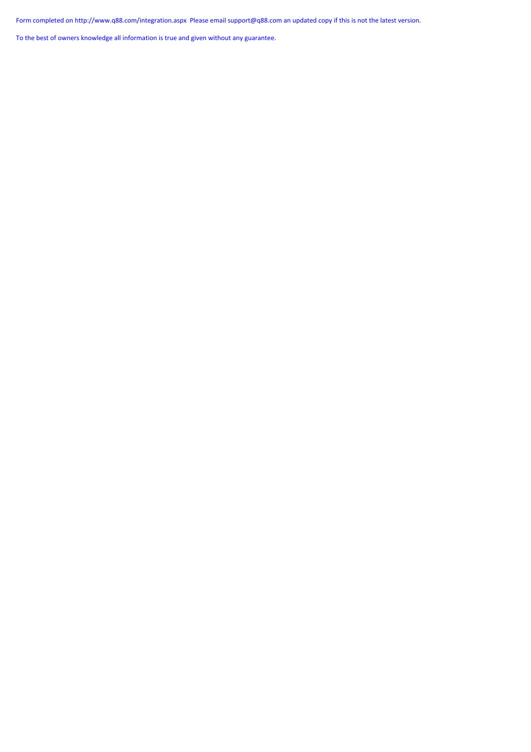Form completed on http://www.q88.com/integration.aspx Please email support@q88.com an updated copy if this is not the latest version.

To the best of owners knowledge all information is true and given without any guarantee.